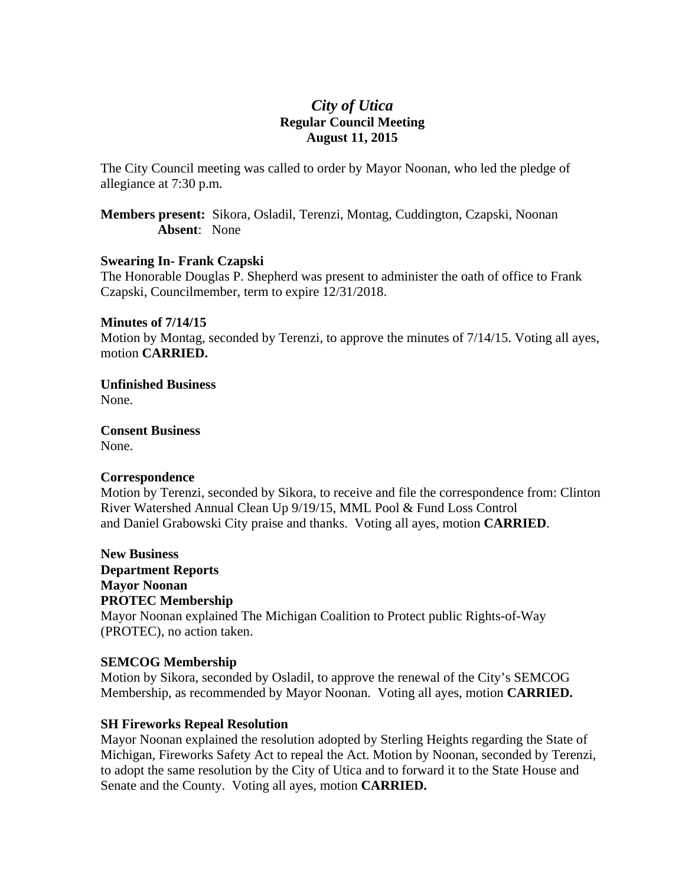# *City of Utica*
## Regular Council Meeting
## August 11, 2015

The City Council meeting was called to order by Mayor Noonan, who led the pledge of allegiance at 7:30 p.m.

**Members present:** Sikora, Osladil, Terenzi, Montag, Cuddington, Czapski, Noonan
**Absent**: None

**Swearing In- Frank Czapski**
The Honorable Douglas P. Shepherd was present to administer the oath of office to Frank Czapski, Councilmember, term to expire 12/31/2018.

**Minutes of 7/14/15**
Motion by Montag, seconded by Terenzi, to approve the minutes of 7/14/15. Voting all ayes, motion **CARRIED.**

**Unfinished Business**
None.

**Consent Business**
None.

**Correspondence**
Motion by Terenzi, seconded by Sikora, to receive and file the correspondence from: Clinton River Watershed Annual Clean Up 9/19/15, MML Pool & Fund Loss Control and Daniel Grabowski City praise and thanks. Voting all ayes, motion **CARRIED**.

**New Business**
**Department Reports**
**Mayor Noonan**
**PROTEC Membership**
Mayor Noonan explained The Michigan Coalition to Protect public Rights-of-Way (PROTEC), no action taken.

**SEMCOG Membership**
Motion by Sikora, seconded by Osladil, to approve the renewal of the City's SEMCOG Membership, as recommended by Mayor Noonan. Voting all ayes, motion **CARRIED.**

**SH Fireworks Repeal Resolution**
Mayor Noonan explained the resolution adopted by Sterling Heights regarding the State of Michigan, Fireworks Safety Act to repeal the Act. Motion by Noonan, seconded by Terenzi, to adopt the same resolution by the City of Utica and to forward it to the State House and Senate and the County. Voting all ayes, motion **CARRIED.**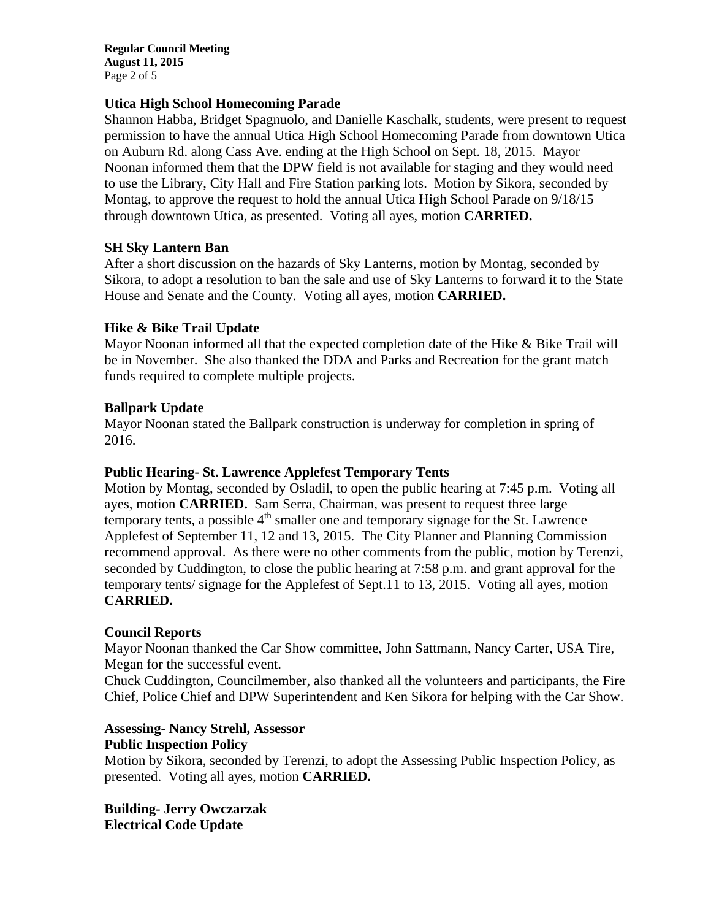**Utica High School Homecoming Parade**

Shannon Habba, Bridget Spagnuolo, and Danielle Kaschalk, students, were present to request permission to have the annual Utica High School Homecoming Parade from downtown Utica on Auburn Rd. along Cass Ave. ending at the High School on Sept. 18, 2015. Mayor Noonan informed them that the DPW field is not available for staging and they would need to use the Library, City Hall and Fire Station parking lots. Motion by Sikora, seconded by Montag, to approve the request to hold the annual Utica High School Parade on 9/18/15 through downtown Utica, as presented. Voting all ayes, motion **CARRIED.**

**SH Sky Lantern Ban**

After a short discussion on the hazards of Sky Lanterns, motion by Montag, seconded by Sikora, to adopt a resolution to ban the sale and use of Sky Lanterns to forward it to the State House and Senate and the County. Voting all ayes, motion **CARRIED.**

**Hike & Bike Trail Update**

Mayor Noonan informed all that the expected completion date of the Hike & Bike Trail will be in November. She also thanked the DDA and Parks and Recreation for the grant match funds required to complete multiple projects.

**Ballpark Update**

Mayor Noonan stated the Ballpark construction is underway for completion in spring of 2016.

**Public Hearing- St. Lawrence Applefest Temporary Tents**

Motion by Montag, seconded by Osladil, to open the public hearing at 7:45 p.m. Voting all ayes, motion **CARRIED.** Sam Serra, Chairman, was present to request three large temporary tents, a possible 4th smaller one and temporary signage for the St. Lawrence Applefest of September 11, 12 and 13, 2015. The City Planner and Planning Commission recommend approval. As there were no other comments from the public, motion by Terenzi, seconded by Cuddington, to close the public hearing at 7:58 p.m. and grant approval for the temporary tents/ signage for the Applefest of Sept.11 to 13, 2015. Voting all ayes, motion **CARRIED.**

**Council Reports**

Mayor Noonan thanked the Car Show committee, John Sattmann, Nancy Carter, USA Tire, Megan for the successful event.

Chuck Cuddington, Councilmember, also thanked all the volunteers and participants, the Fire Chief, Police Chief and DPW Superintendent and Ken Sikora for helping with the Car Show.

**Assessing- Nancy Strehl, Assessor**
**Public Inspection Policy**

Motion by Sikora, seconded by Terenzi, to adopt the Assessing Public Inspection Policy, as presented. Voting all ayes, motion **CARRIED.**

**Building- Jerry Owczarzak**
**Electrical Code Update**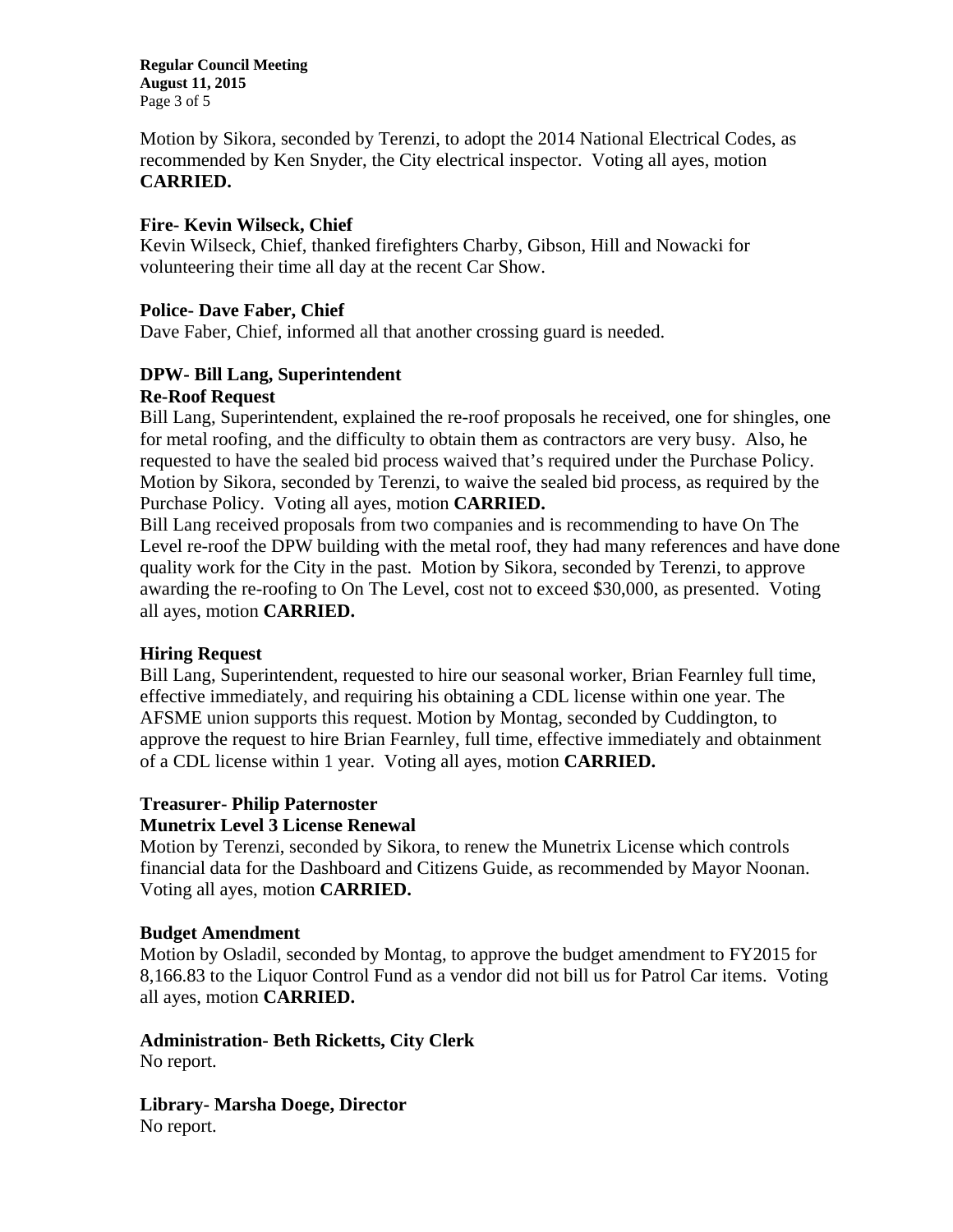Motion by Sikora, seconded by Terenzi, to adopt the 2014 National Electrical Codes, as recommended by Ken Snyder, the City electrical inspector. Voting all ayes, motion **CARRIED.**

**Fire- Kevin Wilseck, Chief**

Kevin Wilseck, Chief, thanked firefighters Charby, Gibson, Hill and Nowacki for volunteering their time all day at the recent Car Show.

**Police- Dave Faber, Chief**

Dave Faber, Chief, informed all that another crossing guard is needed.

**DPW- Bill Lang, Superintendent**

**Re-Roof Request**

Bill Lang, Superintendent, explained the re-roof proposals he received, one for shingles, one for metal roofing, and the difficulty to obtain them as contractors are very busy. Also, he requested to have the sealed bid process waived that's required under the Purchase Policy. Motion by Sikora, seconded by Terenzi, to waive the sealed bid process, as required by the Purchase Policy. Voting all ayes, motion **CARRIED.**

Bill Lang received proposals from two companies and is recommending to have On The Level re-roof the DPW building with the metal roof, they had many references and have done quality work for the City in the past. Motion by Sikora, seconded by Terenzi, to approve awarding the re-roofing to On The Level, cost not to exceed $30,000, as presented. Voting all ayes, motion **CARRIED.**

**Hiring Request**

Bill Lang, Superintendent, requested to hire our seasonal worker, Brian Fearnley full time, effective immediately, and requiring his obtaining a CDL license within one year. The AFSME union supports this request. Motion by Montag, seconded by Cuddington, to approve the request to hire Brian Fearnley, full time, effective immediately and obtainment of a CDL license within 1 year. Voting all ayes, motion **CARRIED.**

**Treasurer- Philip Paternoster**

**Munetrix Level 3 License Renewal**

Motion by Terenzi, seconded by Sikora, to renew the Munetrix License which controls financial data for the Dashboard and Citizens Guide, as recommended by Mayor Noonan. Voting all ayes, motion **CARRIED.**

**Budget Amendment**

Motion by Osladil, seconded by Montag, to approve the budget amendment to FY2015 for 8,166.83 to the Liquor Control Fund as a vendor did not bill us for Patrol Car items. Voting all ayes, motion **CARRIED.**

**Administration- Beth Ricketts, City Clerk**

No report.

**Library- Marsha Doege, Director**

No report.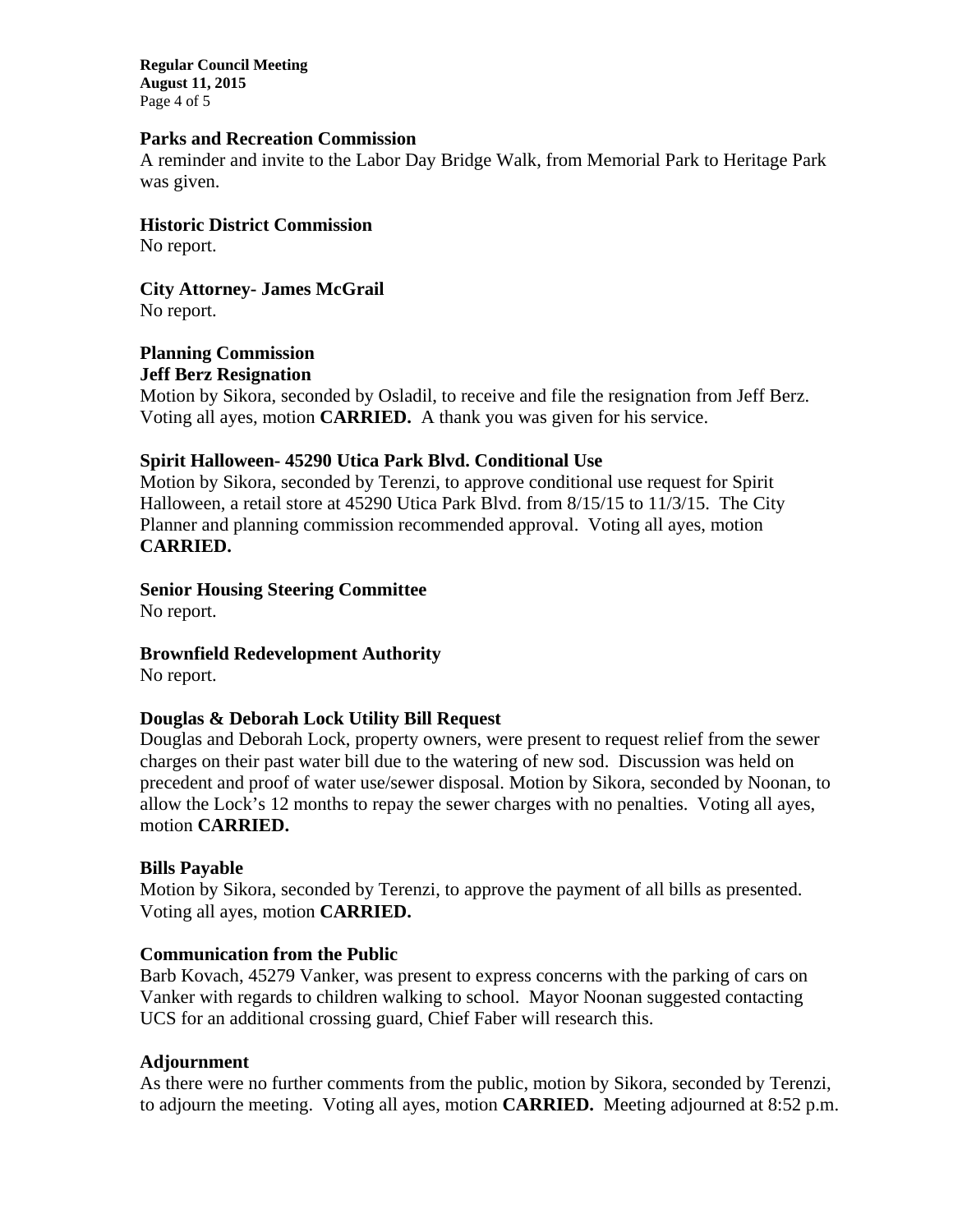**Parks and Recreation Commission**

A reminder and invite to the Labor Day Bridge Walk, from Memorial Park to Heritage Park was given.

**Historic District Commission**

No report.

**City Attorney- James McGrail**

No report.

**Planning Commission**

**Jeff Berz Resignation**

Motion by Sikora, seconded by Osladil, to receive and file the resignation from Jeff Berz. Voting all ayes, motion **CARRIED.** A thank you was given for his service.

**Spirit Halloween- 45290 Utica Park Blvd. Conditional Use**

Motion by Sikora, seconded by Terenzi, to approve conditional use request for Spirit Halloween, a retail store at 45290 Utica Park Blvd. from 8/15/15 to 11/3/15. The City Planner and planning commission recommended approval. Voting all ayes, motion **CARRIED.**

**Senior Housing Steering Committee**

No report.

**Brownfield Redevelopment Authority**

No report.

**Douglas & Deborah Lock Utility Bill Request**

Douglas and Deborah Lock, property owners, were present to request relief from the sewer charges on their past water bill due to the watering of new sod. Discussion was held on precedent and proof of water use/sewer disposal. Motion by Sikora, seconded by Noonan, to allow the Lock's 12 months to repay the sewer charges with no penalties. Voting all ayes, motion **CARRIED.**

**Bills Payable**

Motion by Sikora, seconded by Terenzi, to approve the payment of all bills as presented. Voting all ayes, motion **CARRIED.**

**Communication from the Public**

Barb Kovach, 45279 Vanker, was present to express concerns with the parking of cars on Vanker with regards to children walking to school. Mayor Noonan suggested contacting UCS for an additional crossing guard, Chief Faber will research this.

**Adjournment**

As there were no further comments from the public, motion by Sikora, seconded by Terenzi, to adjourn the meeting. Voting all ayes, motion **CARRIED.** Meeting adjourned at 8:52 p.m.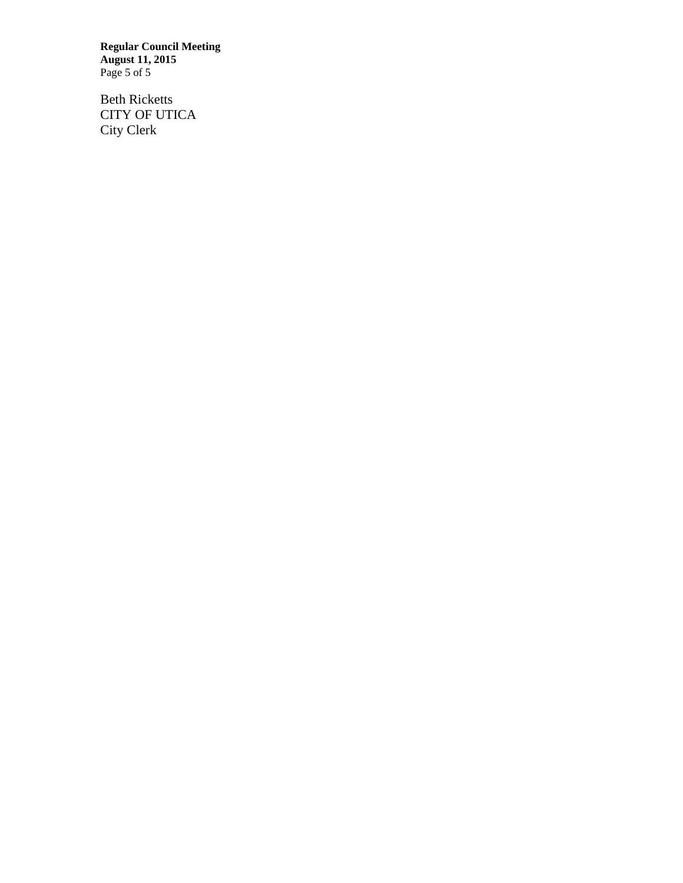Beth Ricketts
CITY OF UTICA
City Clerk